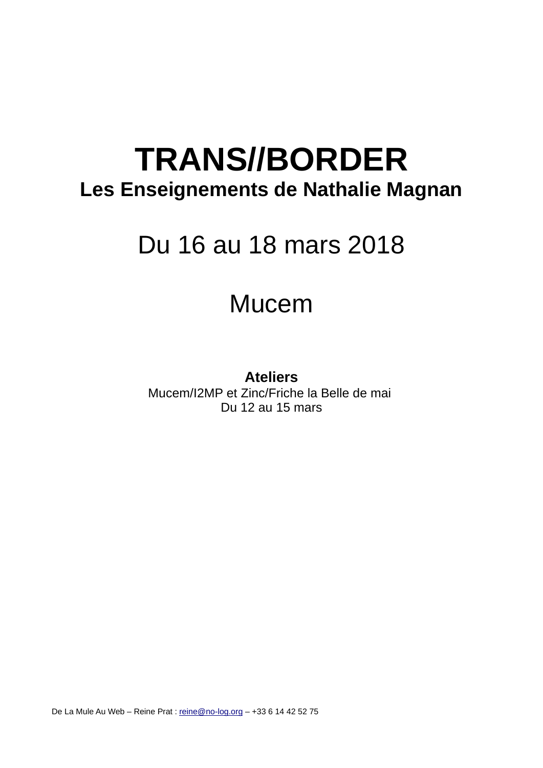# TRANS//BORDER

## Les Enseignements de Nathalie Magnan

Du 16 au 18 mars 2018

Mucem

**Ateliers**

Mucem/I2MP et Zinc/Friche la Belle de mai

Du 12 au 15 mars

De La Mule Au Web – Reine Prat : reine@no-log.org – +33 6 14 42 52 75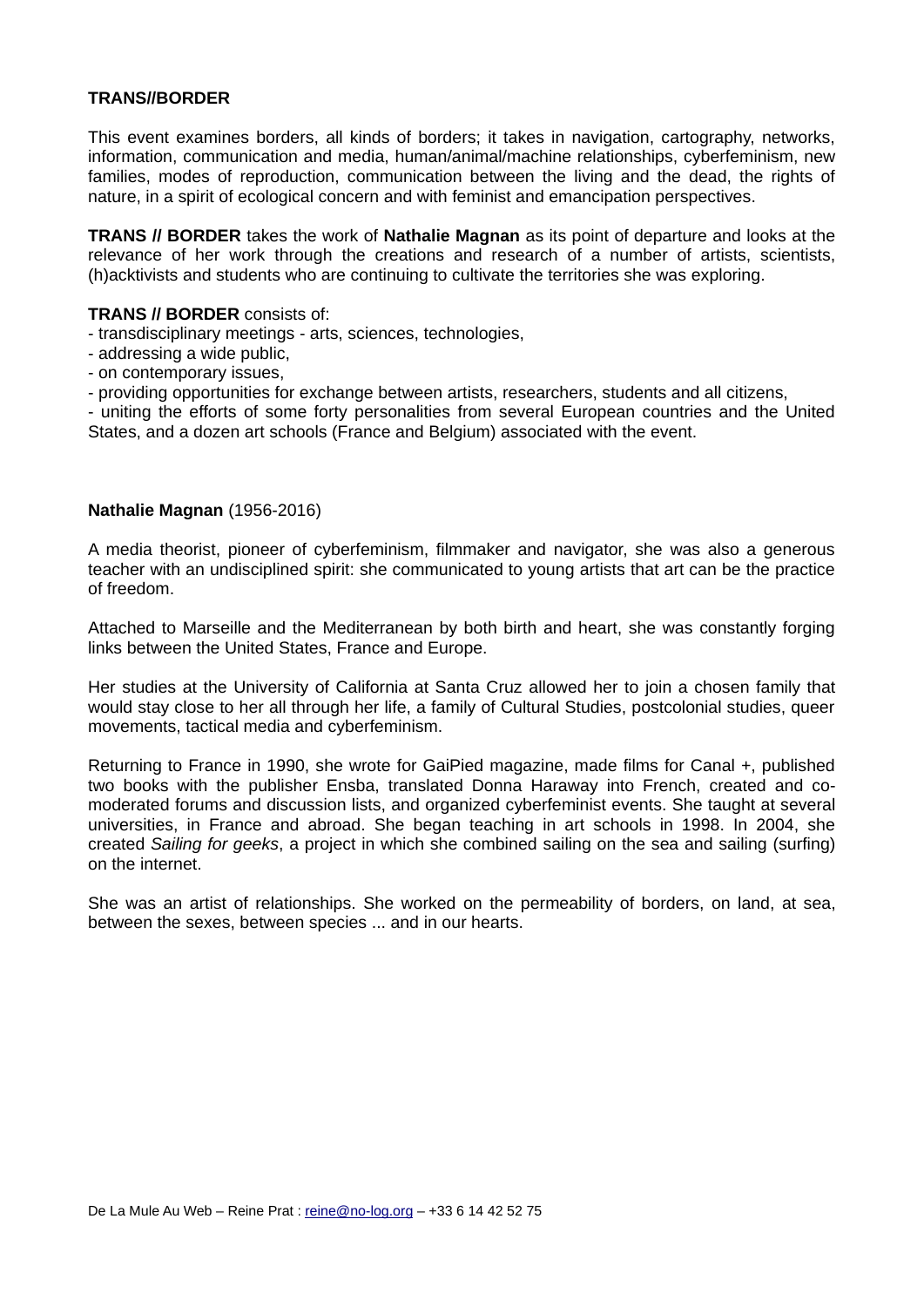**TRANS//BORDER**

This event examines borders, all kinds of borders; it takes in navigation, cartography, networks, information, communication and media, human/animal/machine relationships, cyberfeminism, new families, modes of reproduction, communication between the living and the dead, the rights of nature, in a spirit of ecological concern and with feminist and emancipation perspectives.

**TRANS // BORDER** takes the work of **Nathalie Magnan** as its point of departure and looks at the relevance of her work through the creations and research of a number of artists, scientists, (h)acktivists and students who are continuing to cultivate the territories she was exploring.

**TRANS // BORDER** consists of:
- transdisciplinary meetings - arts, sciences, technologies,
- addressing a wide public,
- on contemporary issues,
- providing opportunities for exchange between artists, researchers, students and all citizens,
- uniting the efforts of some forty personalities from several European countries and the United States, and a dozen art schools (France and Belgium) associated with the event.

**Nathalie Magnan** (1956-2016)

A media theorist, pioneer of cyberfeminism, filmmaker and navigator, she was also a generous teacher with an undisciplined spirit: she communicated to young artists that art can be the practice of freedom.

Attached to Marseille and the Mediterranean by both birth and heart, she was constantly forging links between the United States, France and Europe.

Her studies at the University of California at Santa Cruz allowed her to join a chosen family that would stay close to her all through her life, a family of Cultural Studies, postcolonial studies, queer movements, tactical media and cyberfeminism.

Returning to France in 1990, she wrote for GaiPied magazine, made films for Canal +, published two books with the publisher Ensba, translated Donna Haraway into French, created and co-moderated forums and discussion lists, and organized cyberfeminist events. She taught at several universities, in France and abroad. She began teaching in art schools in 1998. In 2004, she created *Sailing for geeks*, a project in which she combined sailing on the sea and sailing (surfing) on the internet.

She was an artist of relationships. She worked on the permeability of borders, on land, at sea, between the sexes, between species ... and in our hearts.

De La Mule Au Web – Reine Prat : reine@no-log.org – +33 6 14 42 52 75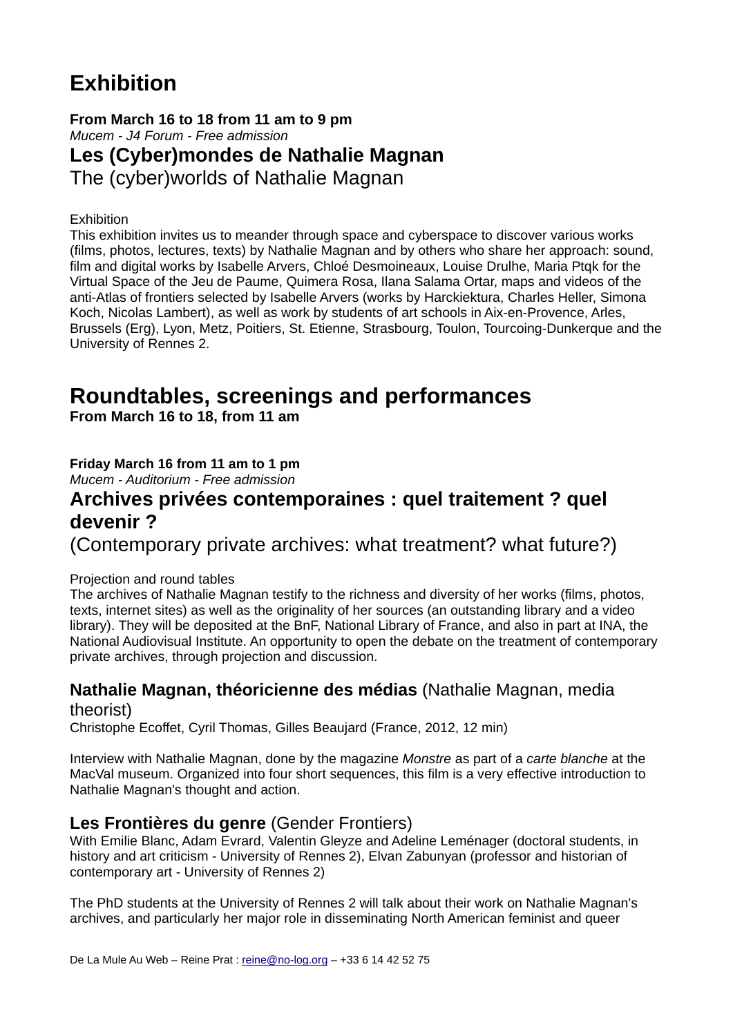# Exhibition

**From March 16 to 18 from 11 am to 9 pm**
*Mucem - J4 Forum - Free admission*

### Les (Cyber)mondes de Nathalie Magnan

The (cyber)worlds of Nathalie Magnan

Exhibition
This exhibition invites us to meander through space and cyberspace to discover various works (films, photos, lectures, texts) by Nathalie Magnan and by others who share her approach: sound, film and digital works by Isabelle Arvers, Chloé Desmoineaux, Louise Drulhe, Maria Ptqk for the Virtual Space of the Jeu de Paume, Quimera Rosa, Ilana Salama Ortar, maps and videos of the anti-Atlas of frontiers selected by Isabelle Arvers (works by Harckiektura, Charles Heller, Simona Koch, Nicolas Lambert), as well as work by students of art schools in Aix-en-Provence, Arles, Brussels (Erg), Lyon, Metz, Poitiers, St. Etienne, Strasbourg, Toulon, Tourcoing-Dunkerque and the University of Rennes 2.

# Roundtables, screenings and performances

**From March 16 to 18, from 11 am**

**Friday March 16 from 11 am to 1 pm**
*Mucem - Auditorium - Free admission*

### Archives privées contemporaines : quel traitement ? quel devenir ?

(Contemporary private archives: what treatment? what future?)

Projection and round tables
The archives of Nathalie Magnan testify to the richness and diversity of her works (films, photos, texts, internet sites) as well as the originality of her sources (an outstanding library and a video library). They will be deposited at the BnF, National Library of France, and also in part at INA, the National Audiovisual Institute. An opportunity to open the debate on the treatment of contemporary private archives, through projection and discussion.

**Nathalie Magnan, théoricienne des médias** (Nathalie Magnan, media theorist)
Christophe Ecoffet, Cyril Thomas, Gilles Beaujard (France, 2012, 12 min)

Interview with Nathalie Magnan, done by the magazine *Monstre* as part of a *carte blanche* at the MacVal museum. Organized into four short sequences, this film is a very effective introduction to Nathalie Magnan's thought and action.

**Les Frontières du genre** (Gender Frontiers)
With Emilie Blanc, Adam Evrard, Valentin Gleyze and Adeline Leménager (doctoral students, in history and art criticism - University of Rennes 2), Elvan Zabunyan (professor and historian of contemporary art - University of Rennes 2)

The PhD students at the University of Rennes 2 will talk about their work on Nathalie Magnan's archives, and particularly her major role in disseminating North American feminist and queer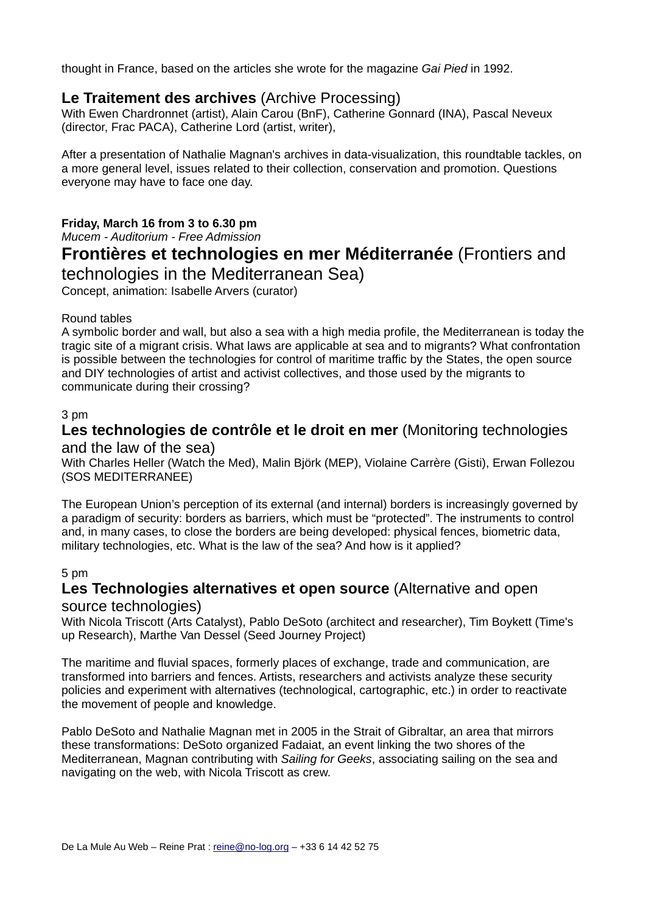thought in France, based on the articles she wrote for the magazine *Gai Pied* in 1992.

## **Le Traitement des archives** (Archive Processing)

With Ewen Chardronnet (artist), Alain Carou (BnF), Catherine Gonnard (INA), Pascal Neveux (director, Frac PACA), Catherine Lord (artist, writer),

After a presentation of Nathalie Magnan's archives in data-visualization, this roundtable tackles, on a more general level, issues related to their collection, conservation and promotion. Questions everyone may have to face one day.

**Friday, March 16 from 3 to 6.30 pm**
*Mucem - Auditorium - Free Admission*

# **Frontières et technologies en mer Méditerranée** (Frontiers and technologies in the Mediterranean Sea)

Concept, animation: Isabelle Arvers (curator)

Round tables
A symbolic border and wall, but also a sea with a high media profile, the Mediterranean is today the tragic site of a migrant crisis. What laws are applicable at sea and to migrants? What confrontation is possible between the technologies for control of maritime traffic by the States, the open source and DIY technologies of artist and activist collectives, and those used by the migrants to communicate during their crossing?

3 pm

## **Les technologies de contrôle et le droit en mer** (Monitoring technologies and the law of the sea)

With Charles Heller (Watch the Med), Malin Björk (MEP), Violaine Carrère (Gisti), Erwan Follezou (SOS MEDITERRANEE)

The European Union's perception of its external (and internal) borders is increasingly governed by a paradigm of security: borders as barriers, which must be "protected". The instruments to control and, in many cases, to close the borders are being developed: physical fences, biometric data, military technologies, etc. What is the law of the sea? And how is it applied?

5 pm

## **Les Technologies alternatives et open source** (Alternative and open source technologies)

With Nicola Triscott (Arts Catalyst), Pablo DeSoto (architect and researcher), Tim Boykett (Time's up Research), Marthe Van Dessel (Seed Journey Project)

The maritime and fluvial spaces, formerly places of exchange, trade and communication, are transformed into barriers and fences. Artists, researchers and activists analyze these security policies and experiment with alternatives (technological, cartographic, etc.) in order to reactivate the movement of people and knowledge.

Pablo DeSoto and Nathalie Magnan met in 2005 in the Strait of Gibraltar, an area that mirrors these transformations: DeSoto organized Fadaiat, an event linking the two shores of the Mediterranean, Magnan contributing with *Sailing for Geeks*, associating sailing on the sea and navigating on the web, with Nicola Triscott as crew.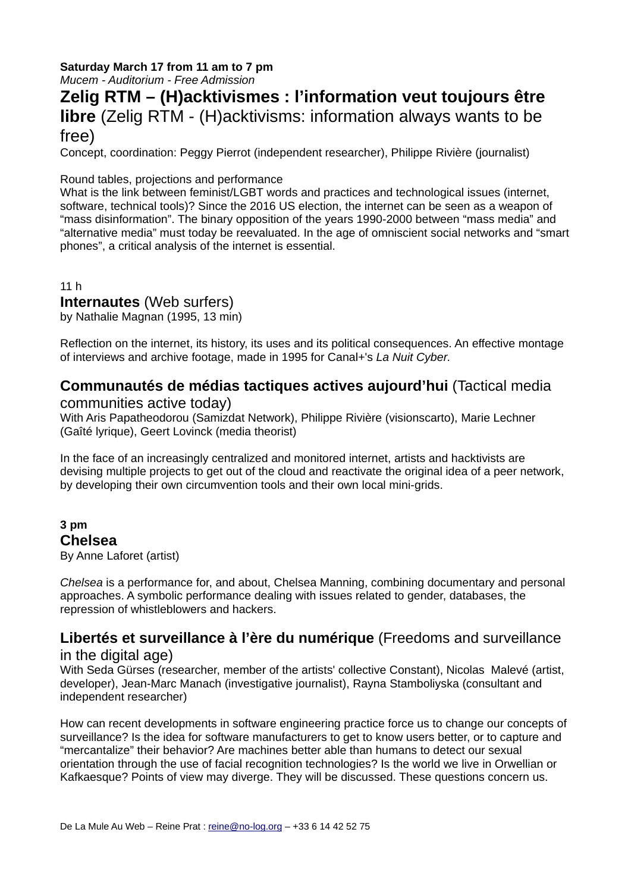**Saturday March 17 from 11 am to 7 pm**
*Mucem - Auditorium - Free Admission*

## **Zelig RTM – (H)acktivismes : l'information veut toujours être libre** (Zelig RTM - (H)acktivisms: information always wants to be free)

Concept, coordination: Peggy Pierrot (independent researcher), Philippe Rivière (journalist)

Round tables, projections and performance
What is the link between feminist/LGBT words and practices and technological issues (internet, software, technical tools)? Since the 2016 US election, the internet can be seen as a weapon of "mass disinformation". The binary opposition of the years 1990-2000 between "mass media" and "alternative media" must today be reevaluated. In the age of omniscient social networks and "smart phones", a critical analysis of the internet is essential.

11 h

### **Internautes** (Web surfers)

by Nathalie Magnan (1995, 13 min)

Reflection on the internet, its history, its uses and its political consequences. An effective montage of interviews and archive footage, made in 1995 for Canal+'s *La Nuit Cyber.*

### **Communautés de médias tactiques actives aujourd'hui** (Tactical media communities active today)

With Aris Papatheodorou (Samizdat Network), Philippe Rivière (visionscarto), Marie Lechner (Gaîté lyrique), Geert Lovinck (media theorist)

In the face of an increasingly centralized and monitored internet, artists and hacktivists are devising multiple projects to get out of the cloud and reactivate the original idea of a peer network, by developing their own circumvention tools and their own local mini-grids.

**3 pm**

### **Chelsea**

By Anne Laforet (artist)

*Chelsea* is a performance for, and about, Chelsea Manning, combining documentary and personal approaches. A symbolic performance dealing with issues related to gender, databases, the repression of whistleblowers and hackers.

### **Libertés et surveillance à l'ère du numérique** (Freedoms and surveillance in the digital age)

With Seda Gürses (researcher, member of the artists' collective Constant), Nicolas Malevé (artist, developer), Jean-Marc Manach (investigative journalist), Rayna Stamboliyska (consultant and independent researcher)

How can recent developments in software engineering practice force us to change our concepts of surveillance? Is the idea for software manufacturers to get to know users better, or to capture and "mercantalize" their behavior? Are machines better able than humans to detect our sexual orientation through the use of facial recognition technologies? Is the world we live in Orwellian or Kafkaesque? Points of view may diverge. They will be discussed. These questions concern us.

De La Mule Au Web – Reine Prat : reine@no-log.org – +33 6 14 42 52 75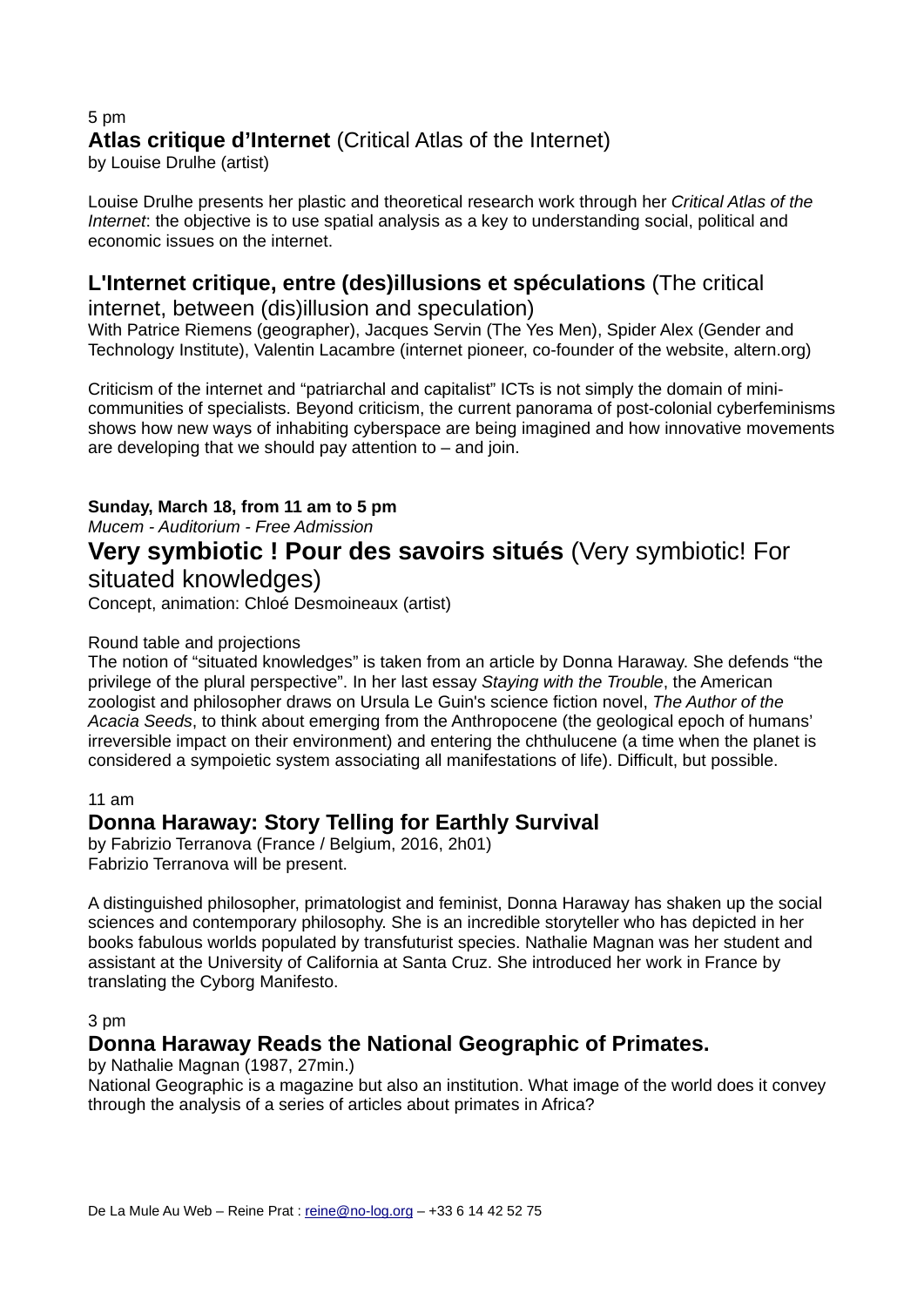5 pm

**Atlas critique d’Internet** (Critical Atlas of the Internet)
by Louise Drulhe (artist)

Louise Drulhe presents her plastic and theoretical research work through her *Critical Atlas of the Internet*: the objective is to use spatial analysis as a key to understanding social, political and economic issues on the internet.

## **L'Internet critique, entre (des)illusions et spéculations** (The critical internet, between (dis)illusion and speculation)

With Patrice Riemens (geographer), Jacques Servin (The Yes Men), Spider Alex (Gender and Technology Institute), Valentin Lacambre (internet pioneer, co-founder of the website, altern.org)

Criticism of the internet and “patriarchal and capitalist” ICTs is not simply the domain of mini-communities of specialists. Beyond criticism, the current panorama of post-colonial cyberfeminisms shows how new ways of inhabiting cyberspace are being imagined and how innovative movements are developing that we should pay attention to – and join.

**Sunday, March 18, from 11 am to 5 pm**
*Mucem - Auditorium - Free Admission*

## **Very symbiotic ! Pour des savoirs situés** (Very symbiotic! For situated knowledges)

Concept, animation: Chloé Desmoineaux (artist)

Round table and projections
The notion of “situated knowledges” is taken from an article by Donna Haraway. She defends “the privilege of the plural perspective”. In her last essay *Staying with the Trouble*, the American zoologist and philosopher draws on Ursula Le Guin's science fiction novel, *The Author of the Acacia Seeds*, to think about emerging from the Anthropocene (the geological epoch of humans’ irreversible impact on their environment) and entering the chthulucene (a time when the planet is considered a sympoietic system associating all manifestations of life). Difficult, but possible.

11 am

### **Donna Haraway: Story Telling for Earthly Survival**

by Fabrizio Terranova (France / Belgium, 2016, 2h01)
Fabrizio Terranova will be present.

A distinguished philosopher, primatologist and feminist, Donna Haraway has shaken up the social sciences and contemporary philosophy. She is an incredible storyteller who has depicted in her books fabulous worlds populated by transfuturist species. Nathalie Magnan was her student and assistant at the University of California at Santa Cruz. She introduced her work in France by translating the Cyborg Manifesto.

3 pm

### **Donna Haraway Reads the National Geographic of Primates.**

by Nathalie Magnan (1987, 27min.)
National Geographic is a magazine but also an institution. What image of the world does it convey through the analysis of a series of articles about primates in Africa?

De La Mule Au Web – Reine Prat : reine@no-log.org – +33 6 14 42 52 75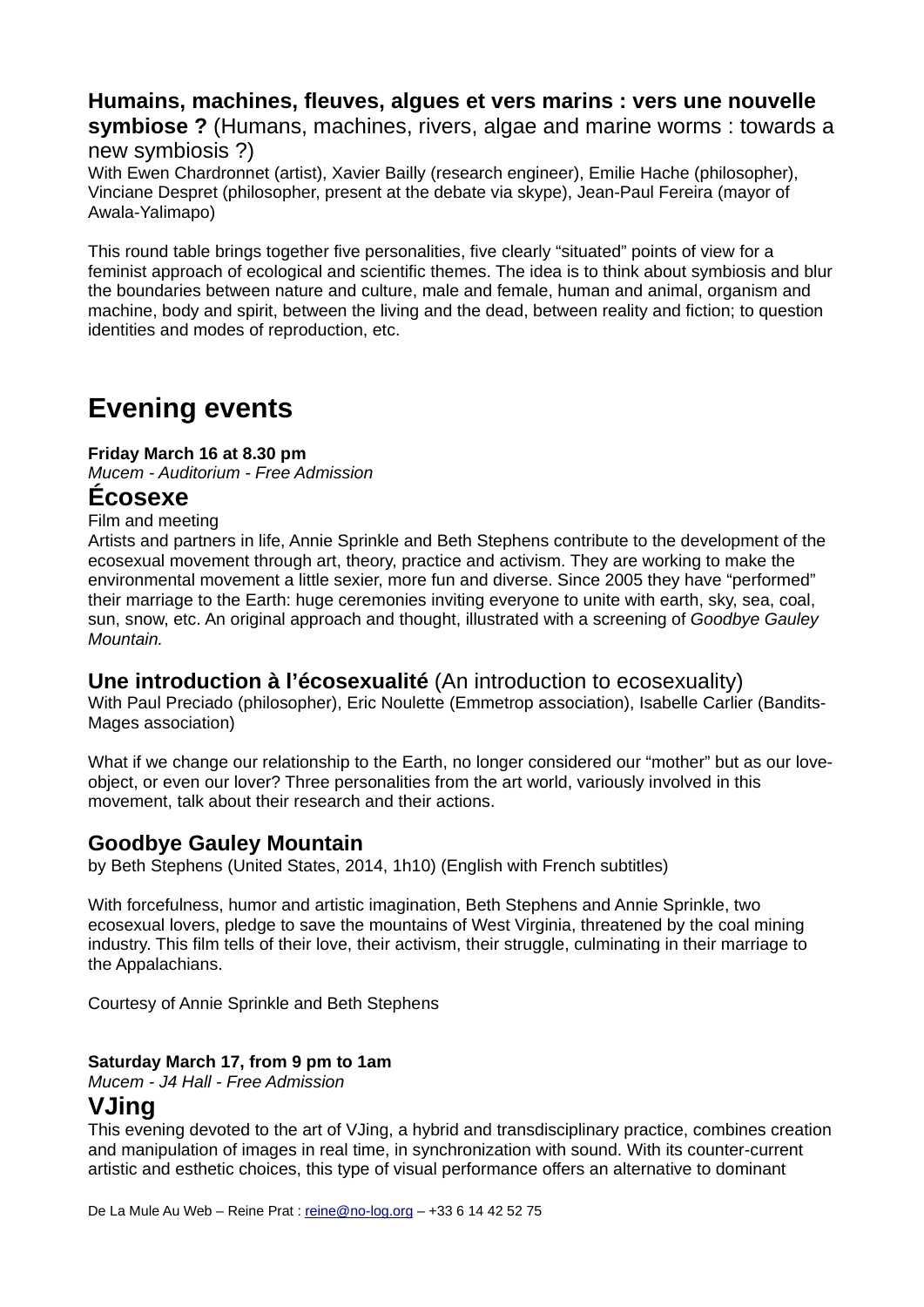**Humains, machines, fleuves, algues et vers marins : vers une nouvelle symbiose ?** (Humans, machines, rivers, algae and marine worms : towards a new symbiosis ?)
With Ewen Chardronnet (artist), Xavier Bailly (research engineer), Emilie Hache (philosopher), Vinciane Despret (philosopher, present at the debate via skype), Jean-Paul Fereira (mayor of Awala-Yalimapo)

This round table brings together five personalities, five clearly "situated" points of view for a feminist approach of ecological and scientific themes. The idea is to think about symbiosis and blur the boundaries between nature and culture, male and female, human and animal, organism and machine, body and spirit, between the living and the dead, between reality and fiction; to question identities and modes of reproduction, etc.

# Evening events

**Friday March 16 at 8.30 pm**
*Mucem - Auditorium - Free Admission*

## Écosexe

Film and meeting
Artists and partners in life, Annie Sprinkle and Beth Stephens contribute to the development of the ecosexual movement through art, theory, practice and activism. They are working to make the environmental movement a little sexier, more fun and diverse. Since 2005 they have "performed" their marriage to the Earth: huge ceremonies inviting everyone to unite with earth, sky, sea, coal, sun, snow, etc. An original approach and thought, illustrated with a screening of *Goodbye Gauley Mountain.*

### **Une introduction à l'écosexualité** (An introduction to ecosexuality)

With Paul Preciado (philosopher), Eric Noulette (Emmetrop association), Isabelle Carlier (Bandits-Mages association)

What if we change our relationship to the Earth, no longer considered our "mother" but as our love-object, or even our lover? Three personalities from the art world, variously involved in this movement, talk about their research and their actions.

### Goodbye Gauley Mountain

by Beth Stephens (United States, 2014, 1h10) (English with French subtitles)

With forcefulness, humor and artistic imagination, Beth Stephens and Annie Sprinkle, two ecosexual lovers, pledge to save the mountains of West Virginia, threatened by the coal mining industry. This film tells of their love, their activism, their struggle, culminating in their marriage to the Appalachians.

Courtesy of Annie Sprinkle and Beth Stephens

**Saturday March 17, from 9 pm to 1am**
*Mucem - J4 Hall - Free Admission*

## VJing

This evening devoted to the art of VJing, a hybrid and transdisciplinary practice, combines creation and manipulation of images in real time, in synchronization with sound. With its counter-current artistic and esthetic choices, this type of visual performance offers an alternative to dominant

De La Mule Au Web – Reine Prat : reine@no-log.org – +33 6 14 42 52 75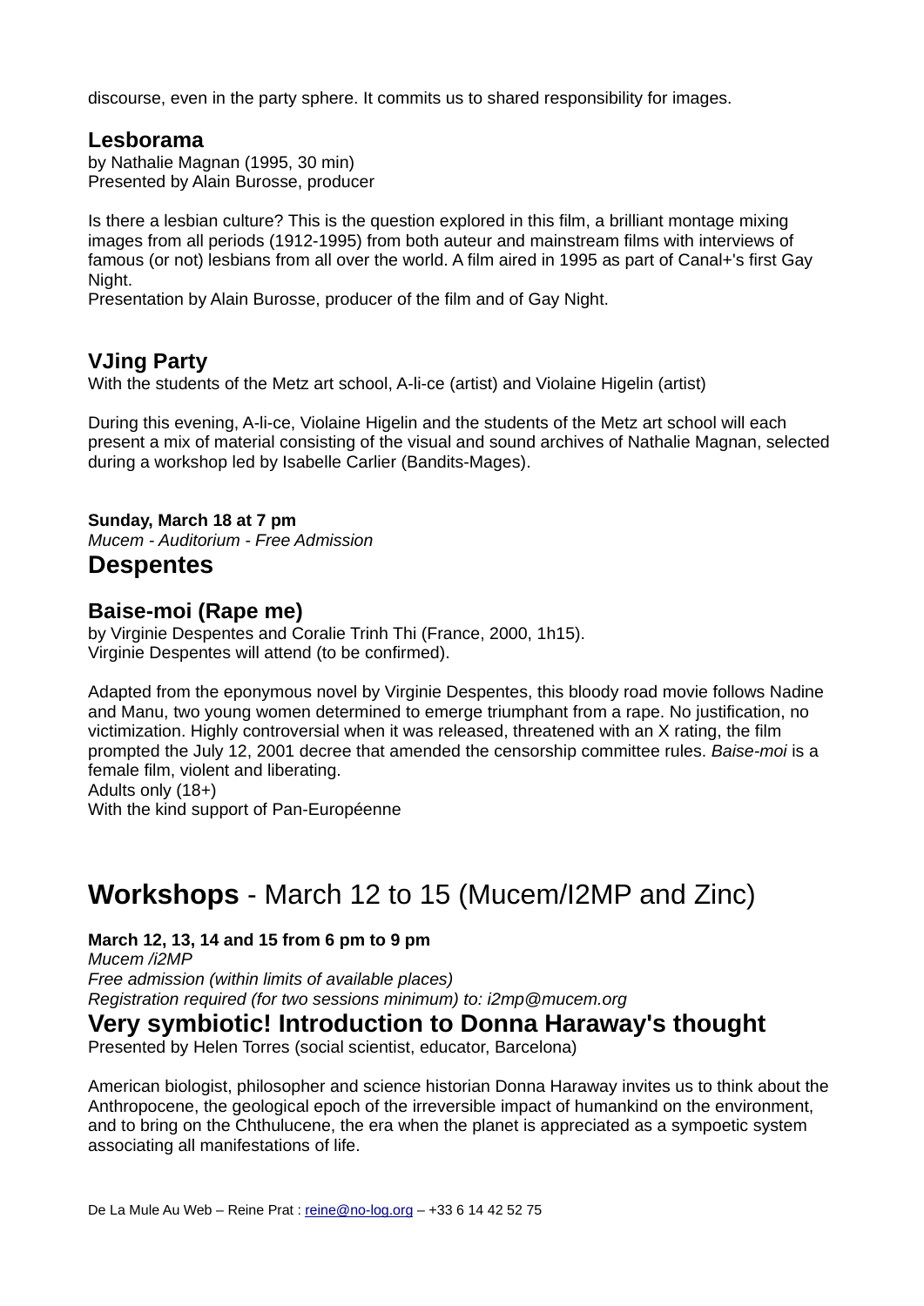discourse, even in the party sphere. It commits us to shared responsibility for images.

### Lesborama

by Nathalie Magnan (1995, 30 min)
Presented by Alain Burosse, producer

Is there a lesbian culture? This is the question explored in this film, a brilliant montage mixing images from all periods (1912-1995) from both auteur and mainstream films with interviews of famous (or not) lesbians from all over the world. A film aired in 1995 as part of Canal+'s first Gay Night.
Presentation by Alain Burosse, producer of the film and of Gay Night.

### VJing Party

With the students of the Metz art school, A-li-ce (artist) and Violaine Higelin (artist)

During this evening, A-li-ce, Violaine Higelin and the students of the Metz art school will each present a mix of material consisting of the visual and sound archives of Nathalie Magnan, selected during a workshop led by Isabelle Carlier (Bandits-Mages).

**Sunday, March 18 at 7 pm**
*Mucem - Auditorium - Free Admission*

## Despentes

### Baise-moi (Rape me)

by Virginie Despentes and Coralie Trinh Thi (France, 2000, 1h15).
Virginie Despentes will attend (to be confirmed).

Adapted from the eponymous novel by Virginie Despentes, this bloody road movie follows Nadine and Manu, two young women determined to emerge triumphant from a rape. No justification, no victimization. Highly controversial when it was released, threatened with an X rating, the film prompted the July 12, 2001 decree that amended the censorship committee rules. *Baise-moi* is a female film, violent and liberating.
Adults only (18+)
With the kind support of Pan-Européenne

# **Workshops** - March 12 to 15 (Mucem/I2MP and Zinc)

**March 12, 13, 14 and 15 from 6 pm to 9 pm**
*Mucem /i2MP*
*Free admission (within limits of available places)*
*Registration required (for two sessions minimum) to: i2mp@mucem.org*

## Very symbiotic! Introduction to Donna Haraway's thought

Presented by Helen Torres (social scientist, educator, Barcelona)

American biologist, philosopher and science historian Donna Haraway invites us to think about the Anthropocene, the geological epoch of the irreversible impact of humankind on the environment, and to bring on the Chthulucene, the era when the planet is appreciated as a sympoetic system associating all manifestations of life.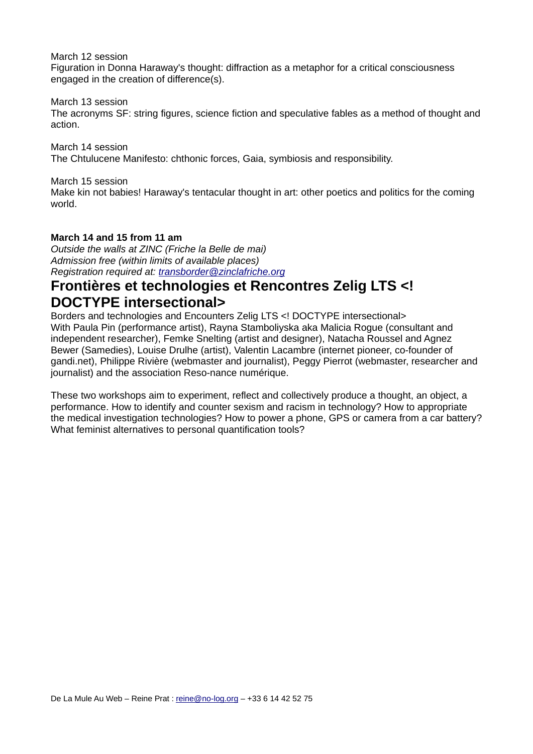March 12 session
Figuration in Donna Haraway's thought: diffraction as a metaphor for a critical consciousness engaged in the creation of difference(s).

March 13 session
The acronyms SF: string figures, science fiction and speculative fables as a method of thought and action.

March 14 session
The Chtulucene Manifesto: chthonic forces, Gaia, symbiosis and responsibility.

March 15 session
Make kin not babies! Haraway's tentacular thought in art: other poetics and politics for the coming world.

**March 14 and 15 from 11 am**
*Outside the walls at ZINC (Friche la Belle de mai)*
*Admission free (within limits of available places)*
*Registration required at: transborder@zinclafriche.org*

## Frontières et technologies et Rencontres Zelig LTS <! DOCTYPE intersectional>

Borders and technologies and Encounters Zelig LTS <! DOCTYPE intersectional>
With Paula Pin (performance artist), Rayna Stamboliyska aka Malicia Rogue (consultant and independent researcher), Femke Snelting (artist and designer), Natacha Roussel and Agnez Bewer (Samedies), Louise Drulhe (artist), Valentin Lacambre (internet pioneer, co-founder of gandi.net), Philippe Rivière (webmaster and journalist), Peggy Pierrot (webmaster, researcher and journalist) and the association Reso-nance numérique.

These two workshops aim to experiment, reflect and collectively produce a thought, an object, a performance. How to identify and counter sexism and racism in technology? How to appropriate the medical investigation technologies? How to power a phone, GPS or camera from a car battery? What feminist alternatives to personal quantification tools?